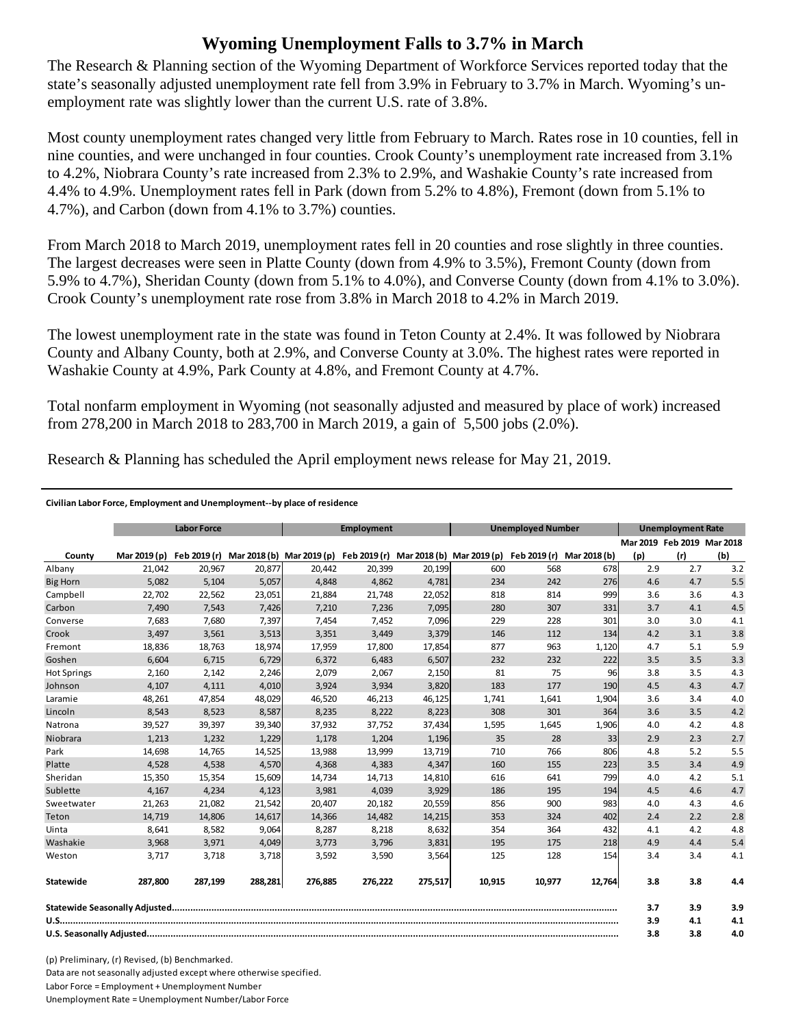# Wyoming Unemployment Falls to 3.7% in March

The Research & Planning section of the Wyoming Department of Workforce Services reported today that the state's seasonally adjusted unemployment rate fell from 3.9% in February to 3.7% in March. Wyoming's unemployment rate was slightly lower than the current U.S. rate of 3.8%.

Most county unemployment rates changed very little from February to March. Rates rose in 10 counties, fell in nine counties, and were unchanged in four counties. Crook County's unemployment rate increased from 3.1% to 4.2%, Niobrara County's rate increased from 2.3% to 2.9%, and Washakie County's rate increased from 4.4% to 4.9%. Unemployment rates fell in Park (down from 5.2% to 4.8%), Fremont (down from 5.1% to 4.7%), and Carbon (down from 4.1% to 3.7%) counties.

From March 2018 to March 2019, unemployment rates fell in 20 counties and rose slightly in three counties. The largest decreases were seen in Platte County (down from 4.9% to 3.5%), Fremont County (down from 5.9% to 4.7%), Sheridan County (down from 5.1% to 4.0%), and Converse County (down from 4.1% to 3.0%). Crook County's unemployment rate rose from 3.8% in March 2018 to 4.2% in March 2019.

The lowest unemployment rate in the state was found in Teton County at 2.4%. It was followed by Niobrara County and Albany County, both at 2.9%, and Converse County at 3.0%. The highest rates were reported in Washakie County at 4.9%, Park County at 4.8%, and Fremont County at 4.7%.

Total nonfarm employment in Wyoming (not seasonally adjusted and measured by place of work) increased from 278,200 in March 2018 to 283,700 in March 2019, a gain of 5,500 jobs (2.0%).

Research & Planning has scheduled the April employment news release for May 21, 2019.

**Civilian Labor Force, Employment and Unemployment--by place of residence**

| | Labor Force | | | Employment | | | Unemployed Number | | | Unemployment Rate | | |
|---|---|---|---|---|---|---|---|---|---|---|---|---|
| County | Mar 2019 (p) | Feb 2019 (r) | Mar 2018 (b) | Mar 2019 (p) | Feb 2019 (r) | Mar 2018 (b) | Mar 2019 (p) | Feb 2019 (r) | Mar 2018 (b) | Mar 2019 (p) | Feb 2019 (r) | Mar 2018 (b) |
| Albany | 21,042 | 20,967 | 20,877 | 20,442 | 20,399 | 20,199 | 600 | 568 | 678 | 2.9 | 2.7 | 3.2 |
| Big Horn | 5,082 | 5,104 | 5,057 | 4,848 | 4,862 | 4,781 | 234 | 242 | 276 | 4.6 | 4.7 | 5.5 |
| Campbell | 22,702 | 22,562 | 23,051 | 21,884 | 21,748 | 22,052 | 818 | 814 | 999 | 3.6 | 3.6 | 4.3 |
| Carbon | 7,490 | 7,543 | 7,426 | 7,210 | 7,236 | 7,095 | 280 | 307 | 331 | 3.7 | 4.1 | 4.5 |
| Converse | 7,683 | 7,680 | 7,397 | 7,454 | 7,452 | 7,096 | 229 | 228 | 301 | 3.0 | 3.0 | 4.1 |
| Crook | 3,497 | 3,561 | 3,513 | 3,351 | 3,449 | 3,379 | 146 | 112 | 134 | 4.2 | 3.1 | 3.8 |
| Fremont | 18,836 | 18,763 | 18,974 | 17,959 | 17,800 | 17,854 | 877 | 963 | 1,120 | 4.7 | 5.1 | 5.9 |
| Goshen | 6,604 | 6,715 | 6,729 | 6,372 | 6,483 | 6,507 | 232 | 232 | 222 | 3.5 | 3.5 | 3.3 |
| Hot Springs | 2,160 | 2,142 | 2,246 | 2,079 | 2,067 | 2,150 | 81 | 75 | 96 | 3.8 | 3.5 | 4.3 |
| Johnson | 4,107 | 4,111 | 4,010 | 3,924 | 3,934 | 3,820 | 183 | 177 | 190 | 4.5 | 4.3 | 4.7 |
| Laramie | 48,261 | 47,854 | 48,029 | 46,520 | 46,213 | 46,125 | 1,741 | 1,641 | 1,904 | 3.6 | 3.4 | 4.0 |
| Lincoln | 8,543 | 8,523 | 8,587 | 8,235 | 8,222 | 8,223 | 308 | 301 | 364 | 3.6 | 3.5 | 4.2 |
| Natrona | 39,527 | 39,397 | 39,340 | 37,932 | 37,752 | 37,434 | 1,595 | 1,645 | 1,906 | 4.0 | 4.2 | 4.8 |
| Niobrara | 1,213 | 1,232 | 1,229 | 1,178 | 1,204 | 1,196 | 35 | 28 | 33 | 2.9 | 2.3 | 2.7 |
| Park | 14,698 | 14,765 | 14,525 | 13,988 | 13,999 | 13,719 | 710 | 766 | 806 | 4.8 | 5.2 | 5.5 |
| Platte | 4,528 | 4,538 | 4,570 | 4,368 | 4,383 | 4,347 | 160 | 155 | 223 | 3.5 | 3.4 | 4.9 |
| Sheridan | 15,350 | 15,354 | 15,609 | 14,734 | 14,713 | 14,810 | 616 | 641 | 799 | 4.0 | 4.2 | 5.1 |
| Sublette | 4,167 | 4,234 | 4,123 | 3,981 | 4,039 | 3,929 | 186 | 195 | 194 | 4.5 | 4.6 | 4.7 |
| Sweetwater | 21,263 | 21,082 | 21,542 | 20,407 | 20,182 | 20,559 | 856 | 900 | 983 | 4.0 | 4.3 | 4.6 |
| Teton | 14,719 | 14,806 | 14,617 | 14,366 | 14,482 | 14,215 | 353 | 324 | 402 | 2.4 | 2.2 | 2.8 |
| Uinta | 8,641 | 8,582 | 9,064 | 8,287 | 8,218 | 8,632 | 354 | 364 | 432 | 4.1 | 4.2 | 4.8 |
| Washakie | 3,968 | 3,971 | 4,049 | 3,773 | 3,796 | 3,831 | 195 | 175 | 218 | 4.9 | 4.4 | 5.4 |
| Weston | 3,717 | 3,718 | 3,718 | 3,592 | 3,590 | 3,564 | 125 | 128 | 154 | 3.4 | 3.4 | 4.1 |
| **Statewide** | **287,800** | **287,199** | **288,281** | **276,885** | **276,222** | **275,517** | **10,915** | **10,977** | **12,764** | **3.8** | **3.8** | **4.4** |
| **Statewide Seasonally Adjusted** | | | | | | | | | | **3.7** | **3.9** | **3.9** |
| **U.S.** | | | | | | | | | | **3.9** | **4.1** | **4.1** |
| **U.S. Seasonally Adjusted** | | | | | | | | | | **3.8** | **3.8** | **4.0** |

(p) Preliminary, (r) Revised, (b) Benchmarked.

Data are not seasonally adjusted except where otherwise specified.

Labor Force = Employment + Unemployment Number

Unemployment Rate = Unemployment Number/Labor Force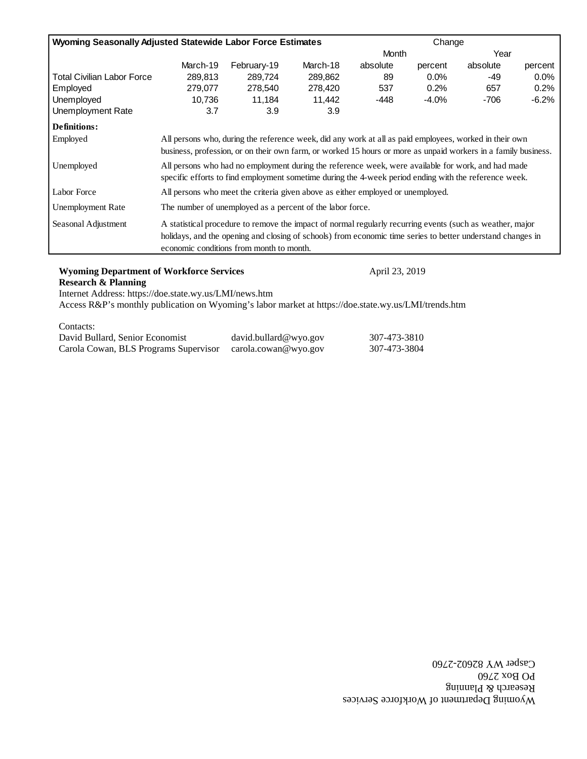| Wyoming Seasonally Adjusted Statewide Labor Force Estimates | | | | Change | | | |
|---|---|---|---|---|---|---|---|
| | | | | Month | | Year | |
| | March-19 | February-19 | March-18 | absolute | percent | absolute | percent |
| Total Civilian Labor Force | 289,813 | 289,724 | 289,862 | 89 | 0.0% | -49 | 0.0% |
| Employed | 279,077 | 278,540 | 278,420 | 537 | 0.2% | 657 | 0.2% |
| Unemployed | 10,736 | 11,184 | 11,442 | -448 | -4.0% | -706 | -6.2% |
| Unemployment Rate | 3.7 | 3.9 | 3.9 | | | | |

**Definitions:**

| | |
|---|---|
| Employed | All persons who, during the reference week, did any work at all as paid employees, worked in their own business, profession, or on their own farm, or worked 15 hours or more as unpaid workers in a family business. |
| Unemployed | All persons who had no employment during the reference week, were available for work, and had made specific efforts to find employment sometime during the 4-week period ending with the reference week. |
| Labor Force | All persons who meet the criteria given above as either employed or unemployed. |
| Unemployment Rate | The number of unemployed as a percent of the labor force. |
| Seasonal Adjustment | A statistical procedure to remove the impact of normal regularly recurring events (such as weather, major holidays, and the opening and closing of schools) from economic time series to better understand changes in economic conditions from month to month. |

**Wyoming Department of Workforce Services**
**Research & Planning**

April 23, 2019

Internet Address: https://doe.state.wy.us/LMI/news.htm
Access R&P's monthly publication on Wyoming's labor market at https://doe.state.wy.us/LMI/trends.htm

Contacts:

| | | |
|---|---|---|
| David Bullard, Senior Economist | david.bullard@wyo.gov | 307-473-3810 |
| Carola Cowan, BLS Programs Supervisor | carola.cowan@wyo.gov | 307-473-3804 |

Wyoming Department of Workforce Services
Research & Planning
PO Box 2760
Casper WY 82602-2760